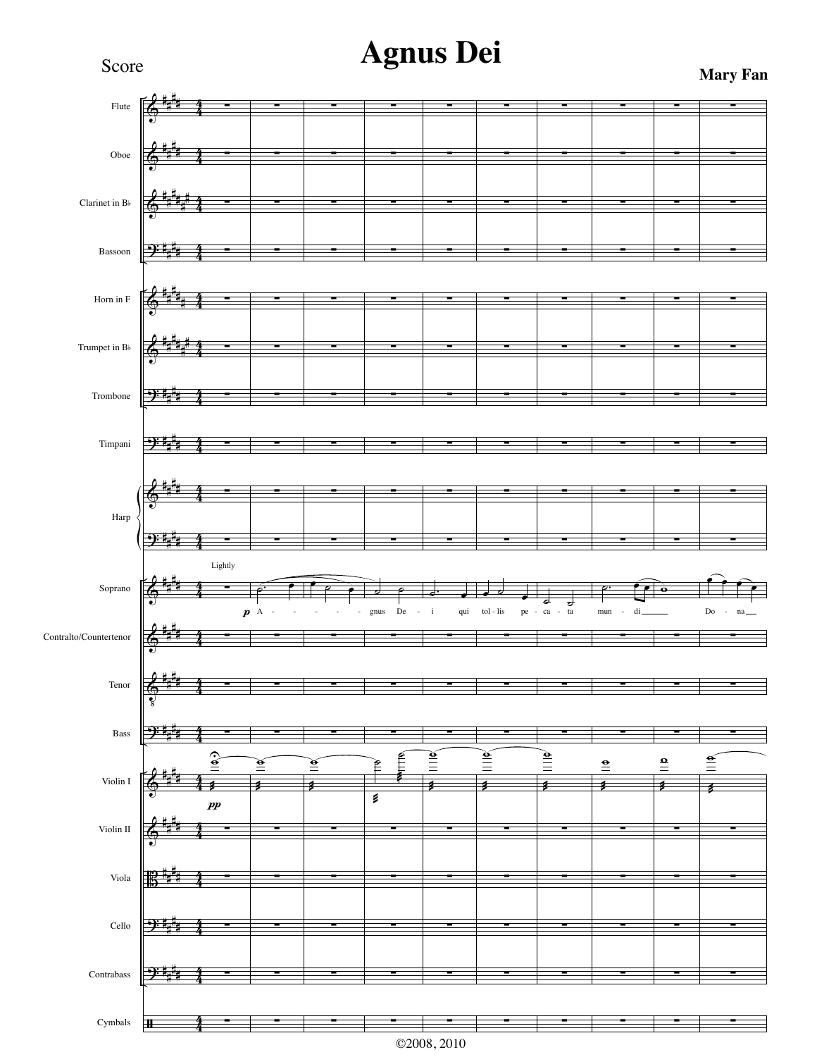Score

# Agnus Dei

**Mary Fan**

©2008, 2010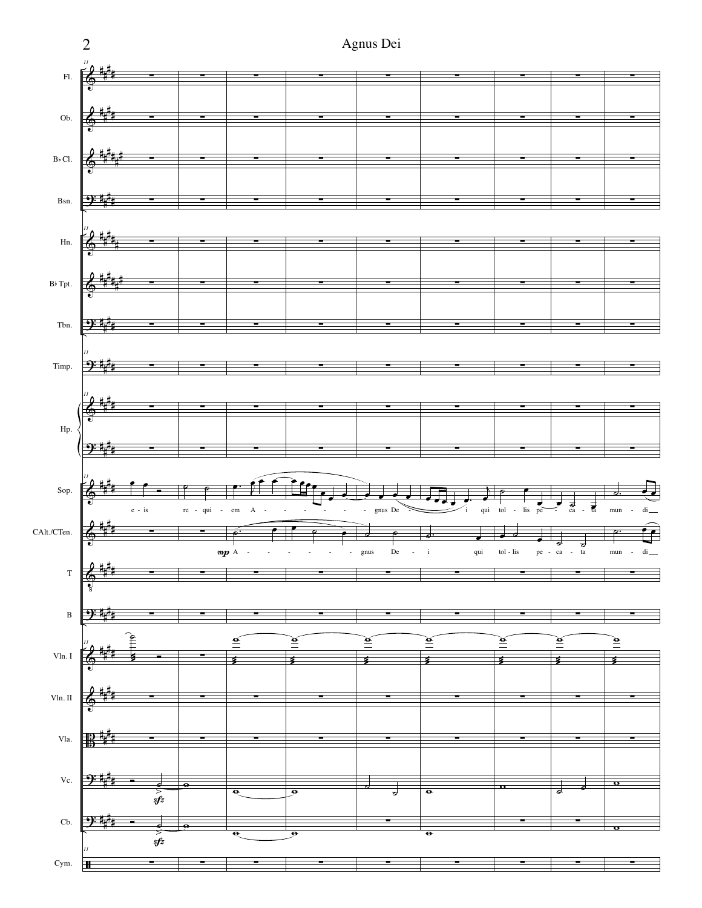Fl.

Ob.

B♭ Cl.

Bsn.

Hn.

B♭ Tpt.

Tbn.

Timp.

Hp.

Sop.: e - is re - qui - em A - - - - - - - - gnus De - - - i qui tol - lis pe - ca - ta mun - di

CAlt./CTen.: *mp* A - - - - - - - - gnus De - i qui tol - lis pe - ca - ta mun - di

T

B

Vln. I

Vln. II

Vla.

Vc.: *sfz*

Cb.: *sfz*

Cym.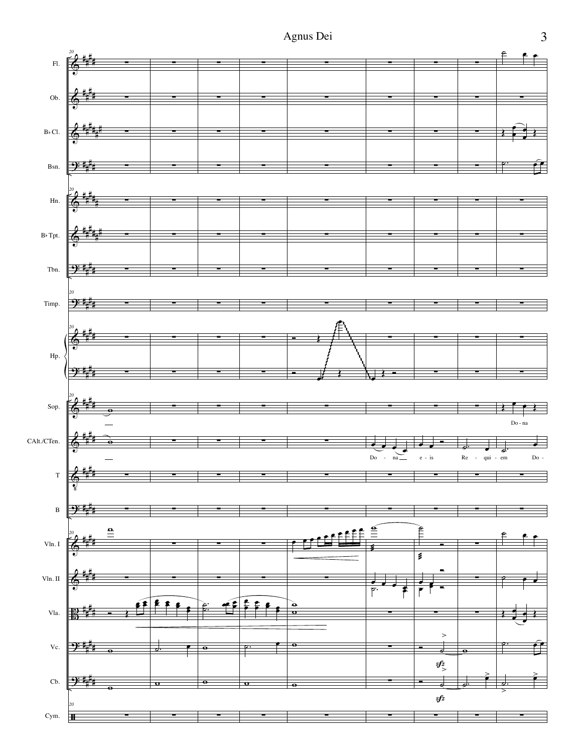# Agnus Dei

Fl.

Ob.

B♭ Cl.

Bsn.

Hn.

B♭ Tpt.

Tbn.

Timp.

Hp.

Sop.

Do - na

CAlt./CTen.

Do - na e - is Re - qui - em Do -

T

B

Vln. I

Vln. II

Vla.

Vc.

*sfz*

Cb.

*sfz*

Cym.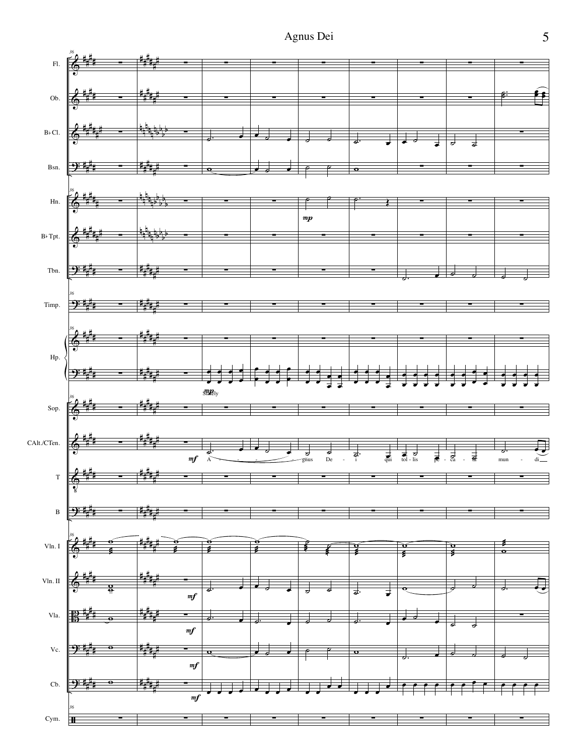Fl.

Ob.

B♭ Cl.

Bsn.

Hn.

*mp*

B♭ Tpt.

Tbn.

Timp.

Hp.

*mp* Stately

Sop.

CAlt./CTen.

*mf* A - - - - gnus De - i qui tol - lis pe - ca - ta mun - di

T

B

Vln. I

Vln. II

*mf*

Vla.

*mf*

Vc.

*mf*

Cb.

*mf*

Cym.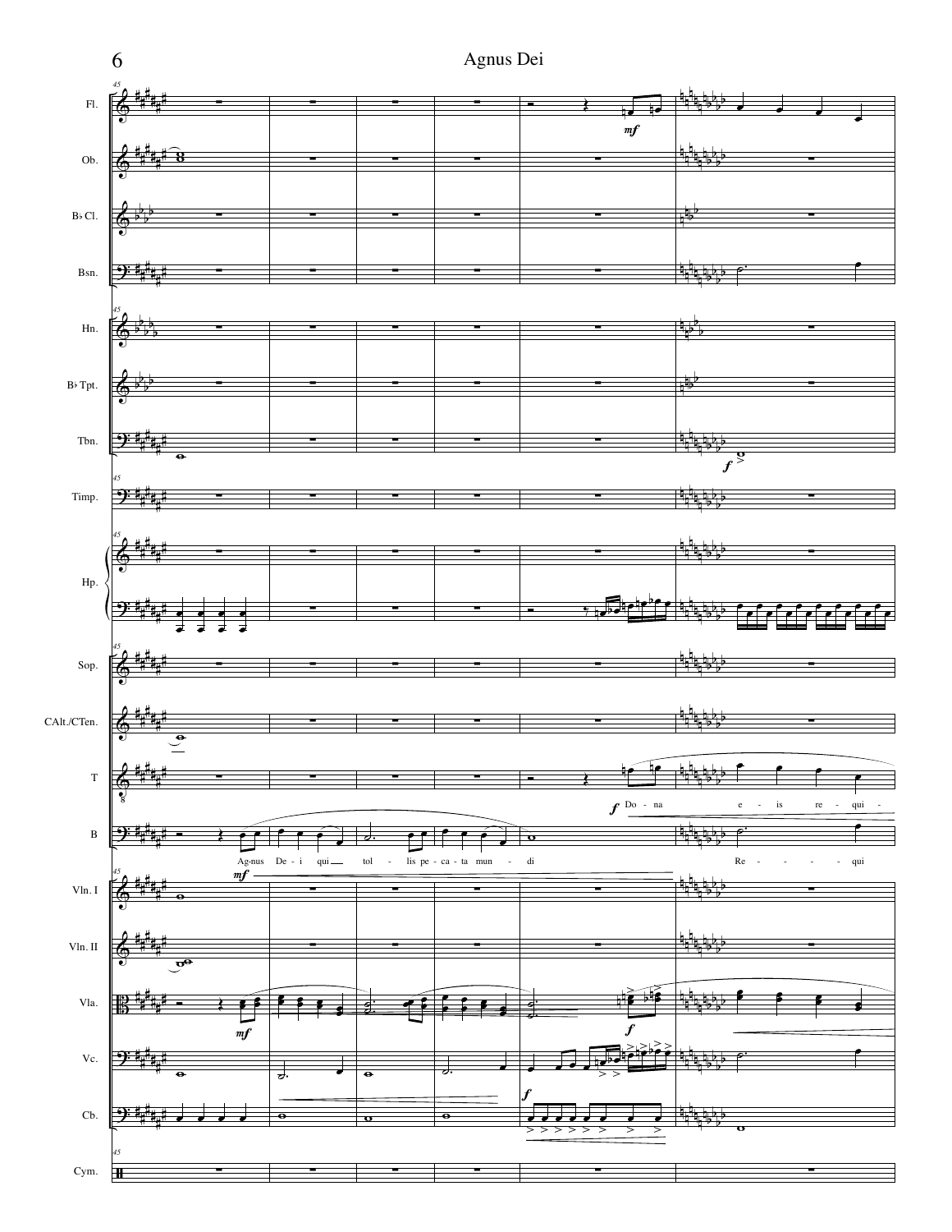Fl.

Ob.

B♭ Cl.

Bsn.

Hn.

B♭ Tpt.

Tbn.

Timp.

Hp.

Sop.

CAlt./CTen.

T

*f* Do - na e - is re - qui -

B

*mf* Ag-nus De - i qui tol - lis pe - ca - ta mun - di Re - qui

Vln. I

Vln. II

Vla.

Vc.

Cb.

Cym.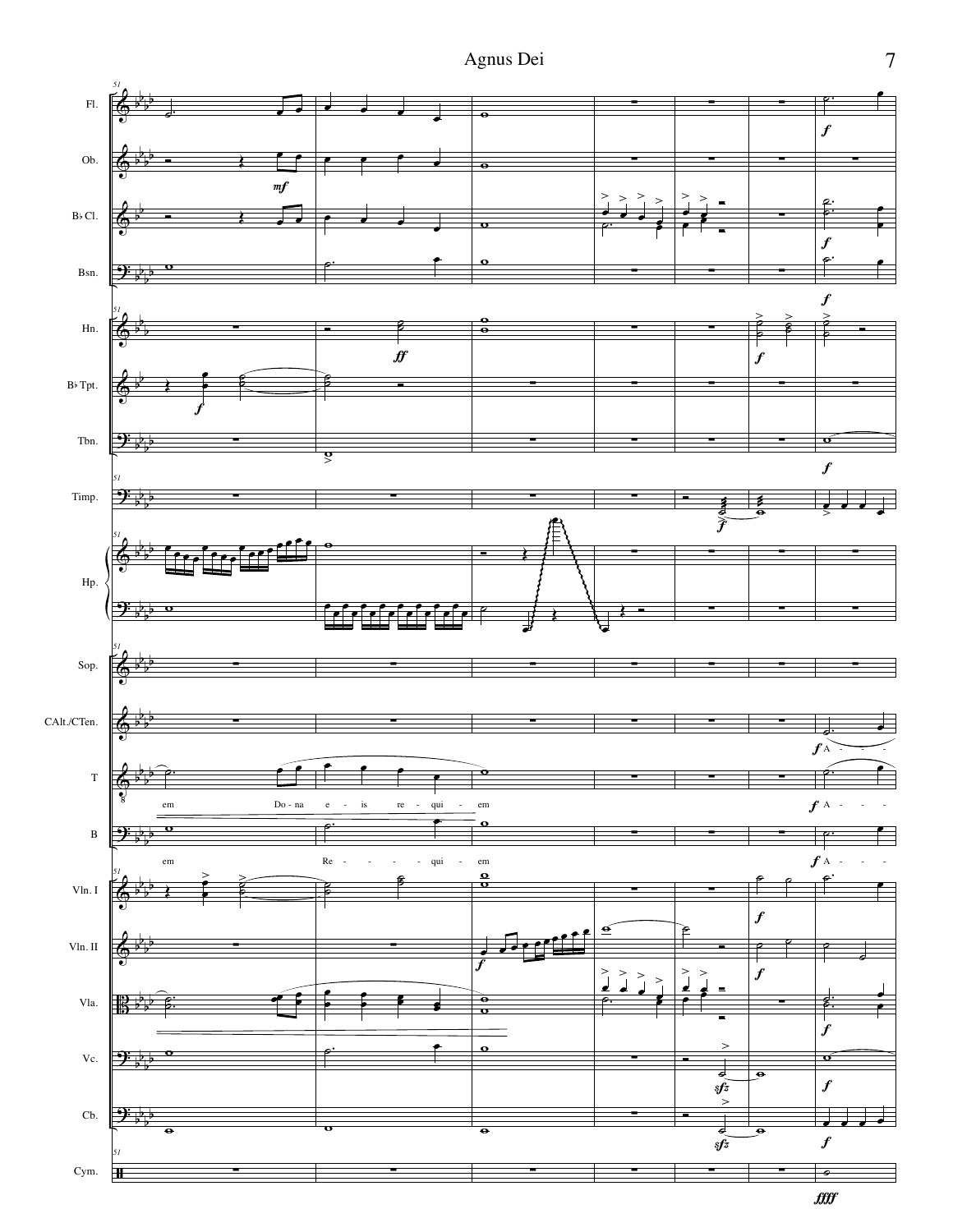Fl.

Ob.

B♭ Cl.

Bsn.

Hn.

B♭ Tpt.

Tbn.

Timp.

Hp.

Sop.

CAlt./CTen.

*f* A - - -

T

em Do - na e - is re - qui - em

*f* A - - -

B

em Re - - - - - qui - em

*f* A - - -

Vln. I

Vln. II

Vla.

Vc.

Cb.

Cym.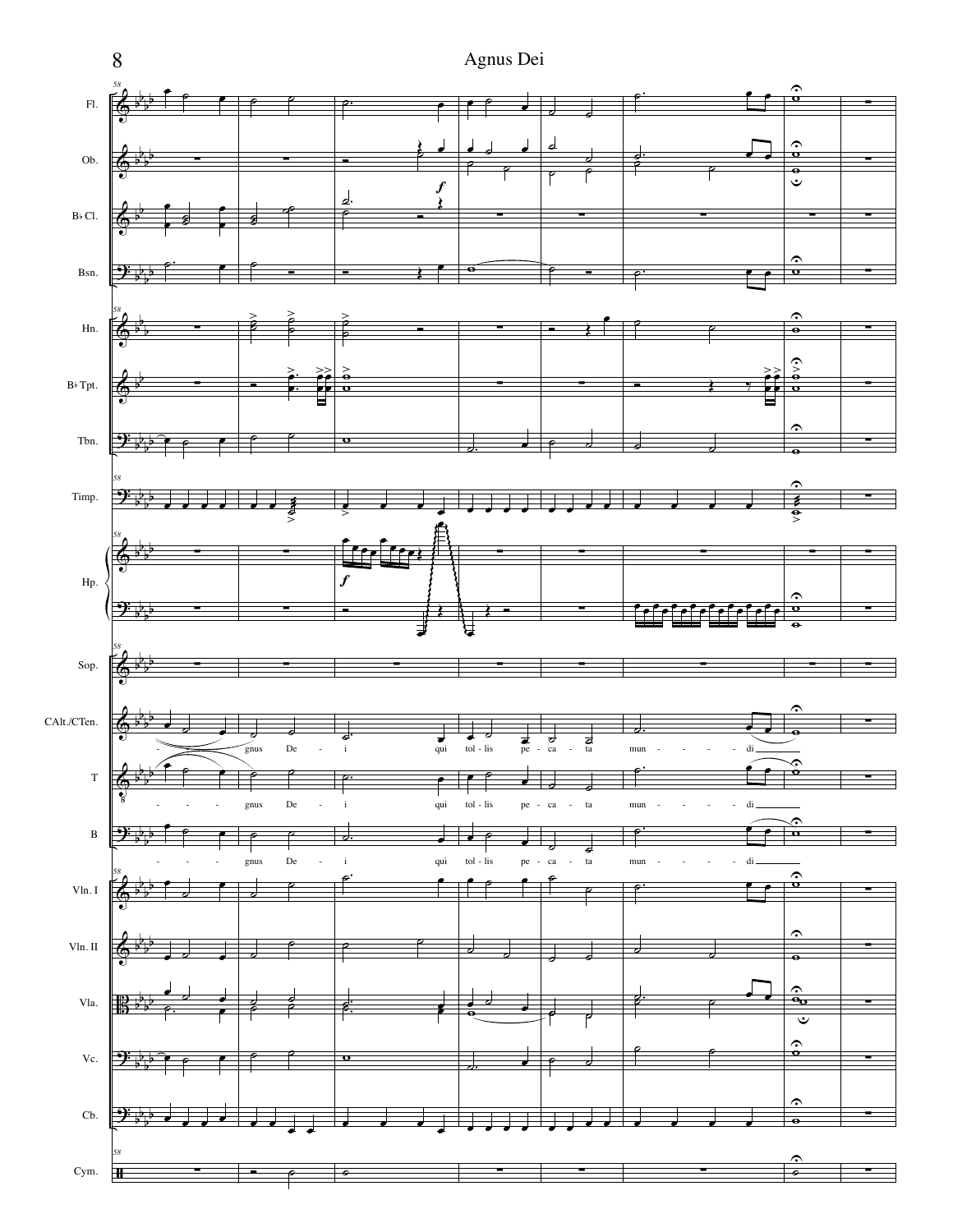Fl.

Ob.

B♭ Cl.

Bsn.

Hn.

B♭ Tpt.

Tbn.

Timp.

Hp.

Sop.

CAlt./CTen.

- gnus De - i qui tol - lis pe - ca - ta mun - - - - - di

T

- - - - gnus De - i qui tol - lis pe - ca - ta mun - - - - - di

B

- - - - gnus De - i qui tol - lis pe - ca - ta mun - - - - - di

Vln. I

Vln. II

Vla.

Vc.

Cb.

Cym.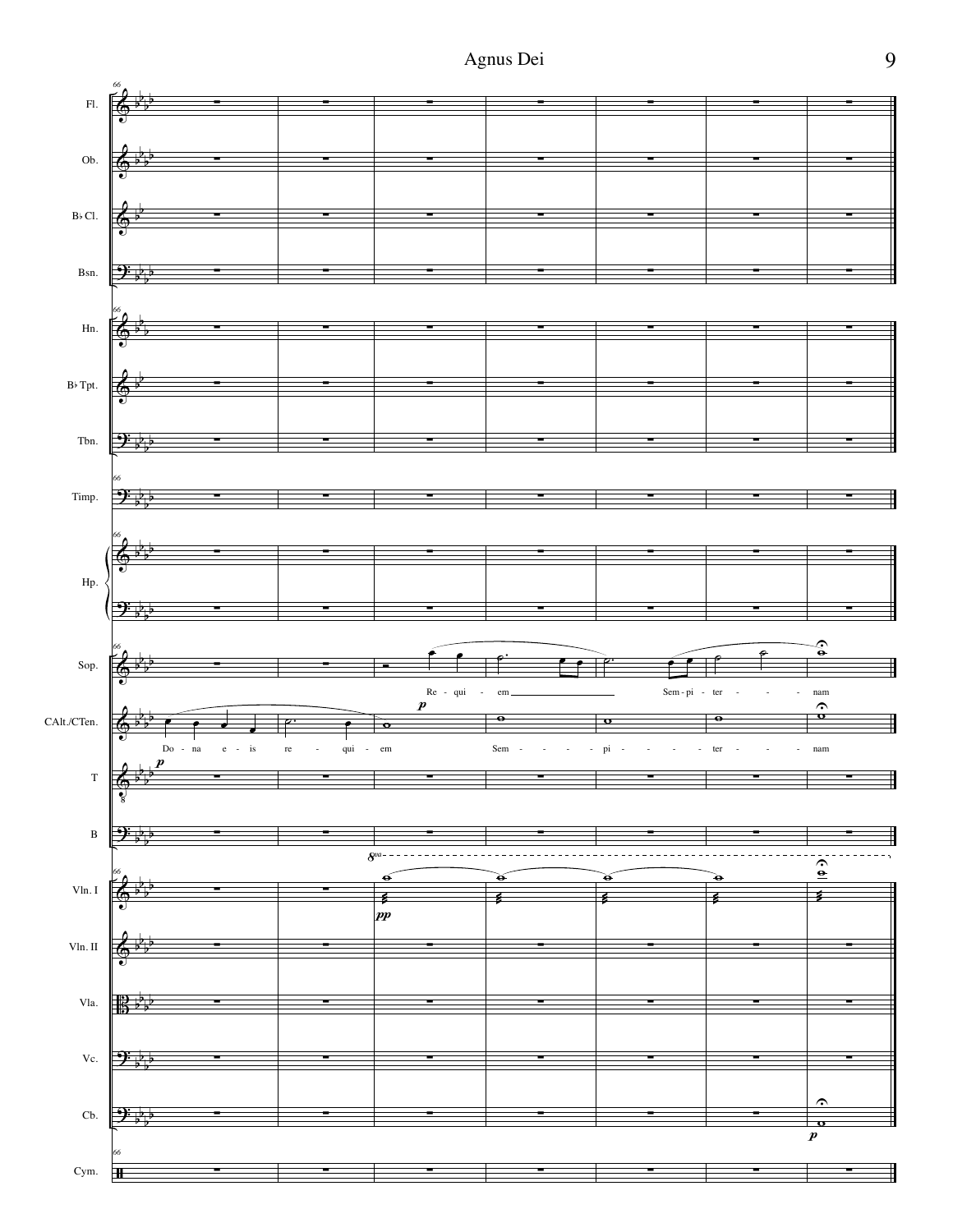# Agnus Dei